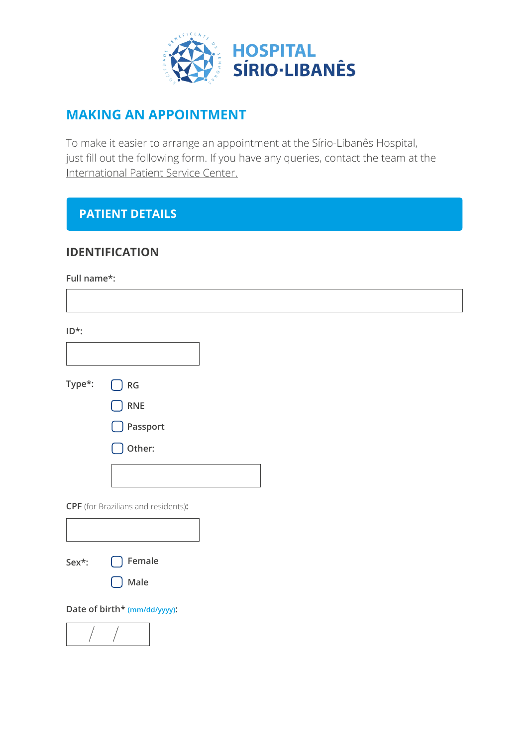HOSPITAL SÍRIO·LIBANÊS

## MAKING AN APPOINTMENT

To make it easier to arrange an appointment at the Sírio-Libanês Hospital, just fill out the following form. If you have any queries, contact the team at the International Patient Service Center.

## PATIENT DETAILS

### IDENTIFICATION

**Full name*:**

**ID*:**

**Type*:**
- ☐ RG
- ☐ RNE
- ☐ Passport
- ☐ Other:

**CPF** (for Brazilians and residents)**:**

**Sex*:**
- ☐ Female
- ☐ Male

**Date of birth*** (mm/dd/yyyy)**:**

/ /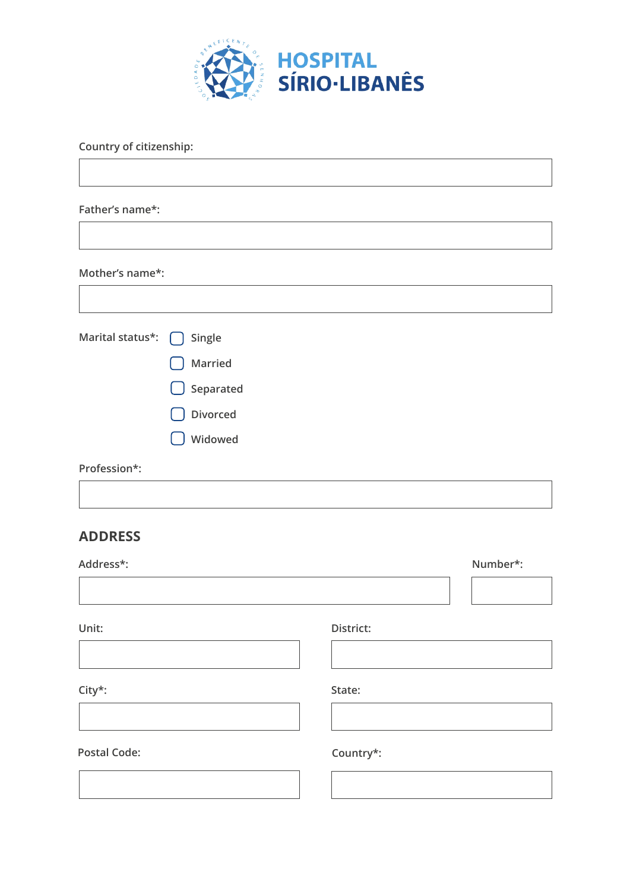HOSPITAL SÍRIO-LIBANÊS

Country of citizenship:

Father's name*:

Mother's name*:

Marital status*:
- [ ] Single
- [ ] Married
- [ ] Separated
- [ ] Divorced
- [ ] Widowed

Profession*:

## ADDRESS

Address*:

Number*:

Unit:

District:

City*:

State:

Postal Code:

Country*: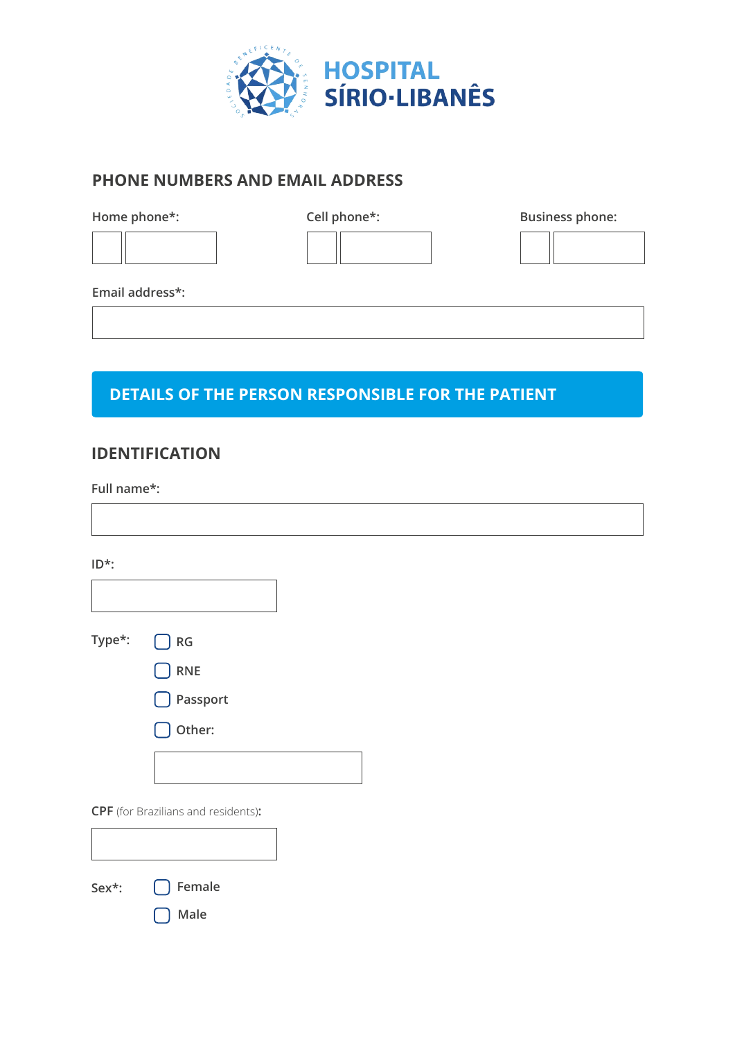# HOSPITAL SÍRIO-LIBANÊS

## PHONE NUMBERS AND EMAIL ADDRESS

Home phone*:

Cell phone*:

Business phone:

Email address*:

## DETAILS OF THE PERSON RESPONSIBLE FOR THE PATIENT

### IDENTIFICATION

Full name*:

ID*:

Type*:
- ☐ RG
- ☐ RNE
- ☐ Passport
- ☐ Other:

CPF (for Brazilians and residents):

Sex*:
- ☐ Female
- ☐ Male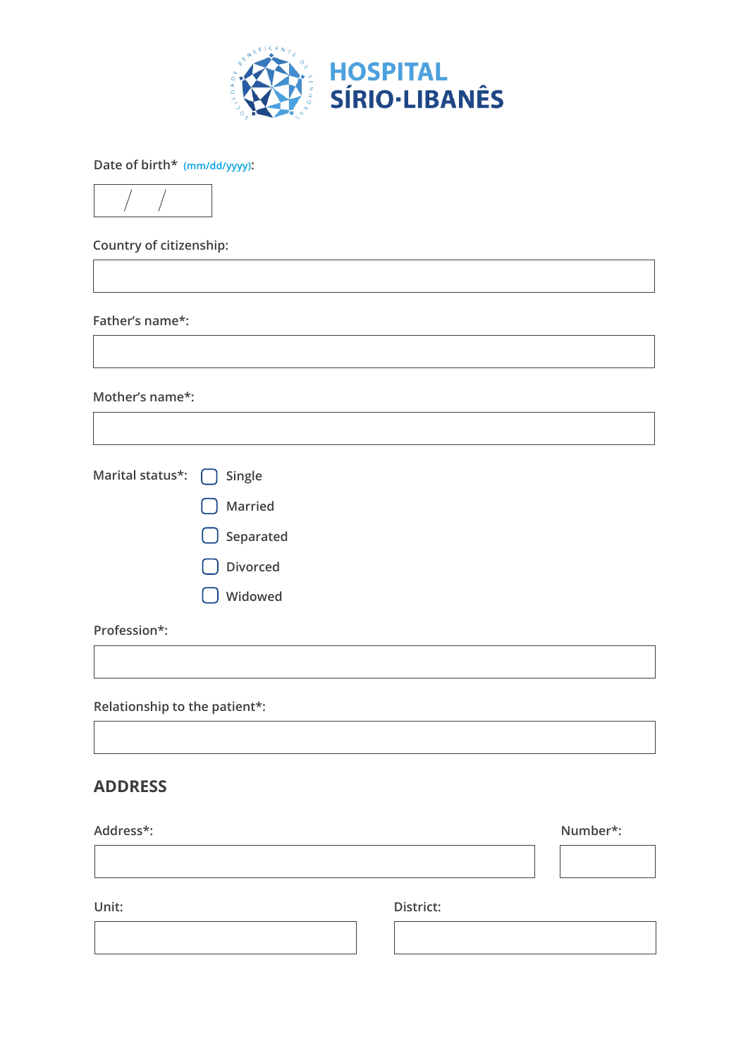**HOSPITAL SÍRIO-LIBANÊS**

Date of birth* (mm/dd/yyyy):

/ /

Country of citizenship:

Father's name*:

Mother's name*:

Marital status*:

- ☐ Single
- ☐ Married
- ☐ Separated
- ☐ Divorced
- ☐ Widowed

Profession*:

Relationship to the patient*:

## ADDRESS

Address*:

Number*:

Unit:

District: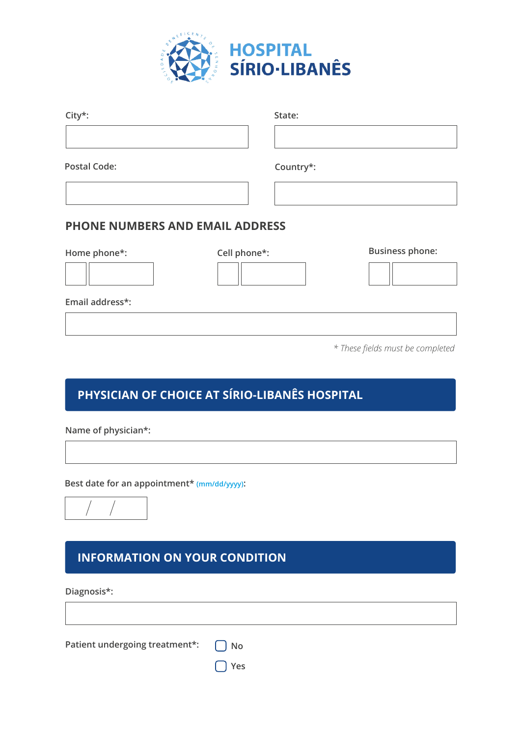HOSPITAL SÍRIO-LIBANÊS

City*:

State:

Postal Code:

Country*:

### PHONE NUMBERS AND EMAIL ADDRESS

Home phone*:

Cell phone*:

Business phone:

Email address*:

*\* These fields must be completed*

## PHYSICIAN OF CHOICE AT SÍRIO-LIBANÊS HOSPITAL

Name of physician*:

Best date for an appointment* (mm/dd/yyyy):

/ /

## INFORMATION ON YOUR CONDITION

Diagnosis*:

Patient undergoing treatment*:

- ☐ No
- ☐ Yes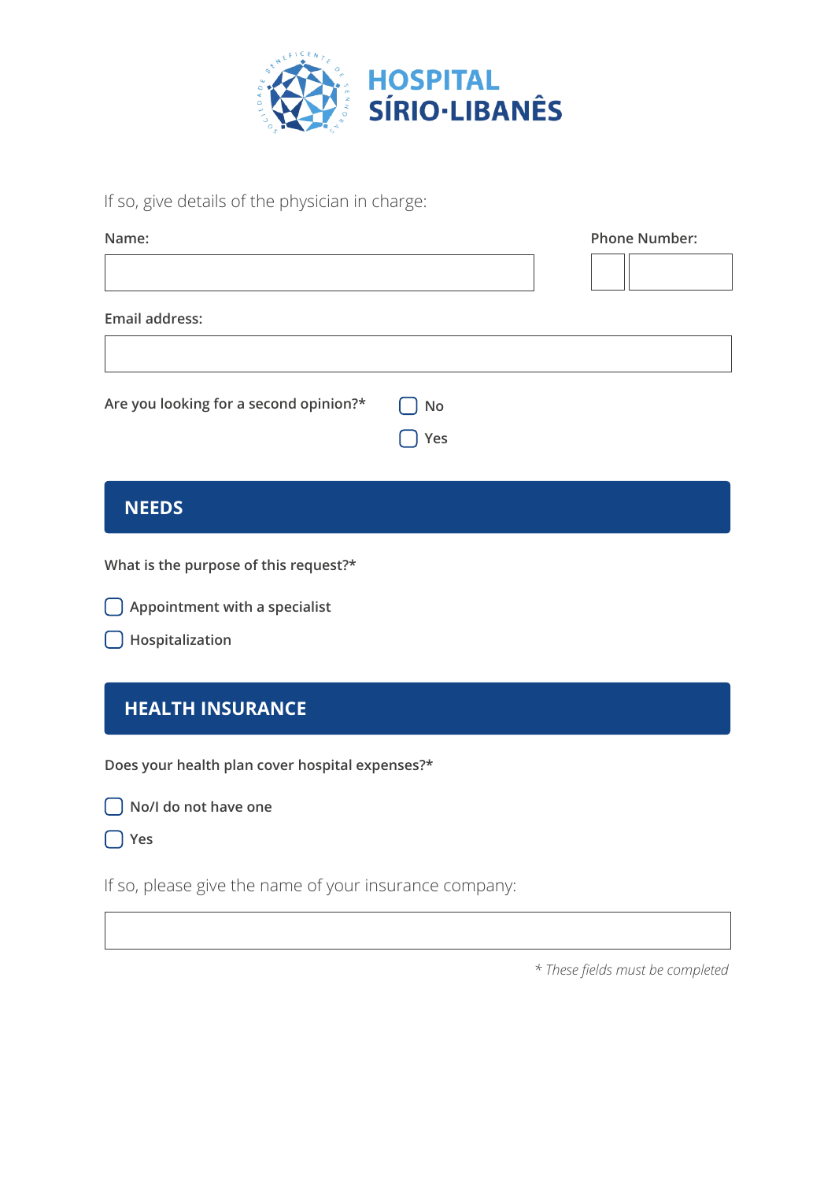HOSPITAL SÍRIO-LIBANÊS

If so, give details of the physician in charge:

Name:

Phone Number:

Email address:

Are you looking for a second opinion?*

- [ ] No
- [ ] Yes

## NEEDS

What is the purpose of this request?*

- [ ] Appointment with a specialist
- [ ] Hospitalization

## HEALTH INSURANCE

Does your health plan cover hospital expenses?*

- [ ] No/I do not have one
- [ ] Yes

If so, please give the name of your insurance company:

*\* These fields must be completed*